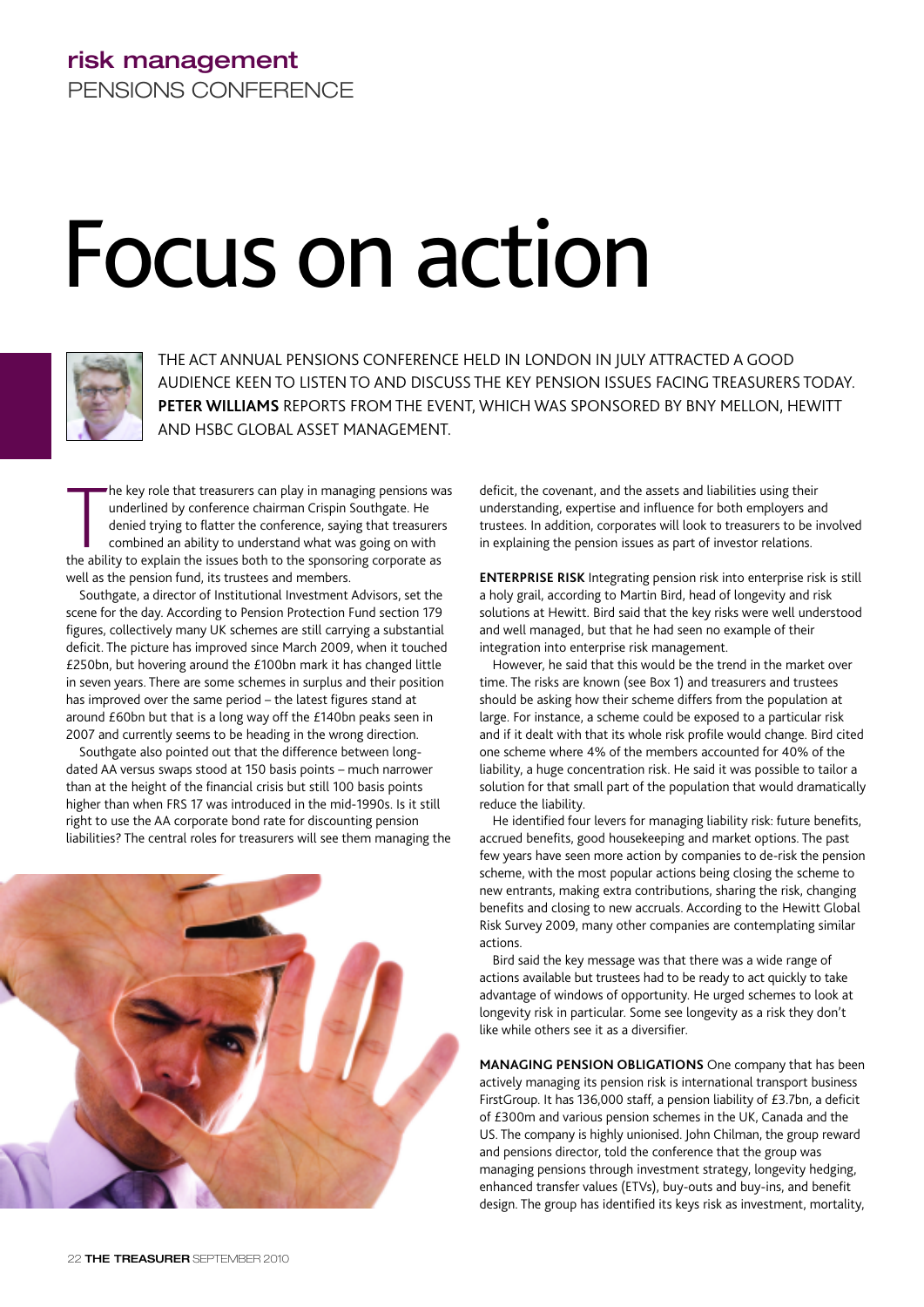risk management
PENSIONS CONFERENCE

# Focus on action

THE ACT ANNUAL PENSIONS CONFERENCE HELD IN LONDON IN JULY ATTRACTED A GOOD AUDIENCE KEEN TO LISTEN TO AND DISCUSS THE KEY PENSION ISSUES FACING TREASURERS TODAY. **PETER WILLIAMS** REPORTS FROM THE EVENT, WHICH WAS SPONSORED BY BNY MELLON, HEWITT AND HSBC GLOBAL ASSET MANAGEMENT.

The key role that treasurers can play in managing pensions was underlined by conference chairman Crispin Southgate. He denied trying to flatter the conference, saying that treasurers combined an ability to understand what was going on with the ability to explain the issues both to the sponsoring corporate as well as the pension fund, its trustees and members.

Southgate, a director of Institutional Investment Advisors, set the scene for the day. According to Pension Protection Fund section 179 figures, collectively many UK schemes are still carrying a substantial deficit. The picture has improved since March 2009, when it touched £250bn, but hovering around the £100bn mark it has changed little in seven years. There are some schemes in surplus and their position has improved over the same period – the latest figures stand at around £60bn but that is a long way off the £140bn peaks seen in 2007 and currently seems to be heading in the wrong direction.

Southgate also pointed out that the difference between long-dated AA versus swaps stood at 150 basis points – much narrower than at the height of the financial crisis but still 100 basis points higher than when FRS 17 was introduced in the mid-1990s. Is it still right to use the AA corporate bond rate for discounting pension liabilities? The central roles for treasurers will see them managing the deficit, the covenant, and the assets and liabilities using their understanding, expertise and influence for both employers and trustees. In addition, corporates will look to treasurers to be involved in explaining the pension issues as part of investor relations.

**ENTERPRISE RISK** Integrating pension risk into enterprise risk is still a holy grail, according to Martin Bird, head of longevity and risk solutions at Hewitt. Bird said that the key risks were well understood and well managed, but that he had seen no example of their integration into enterprise risk management.

However, he said that this would be the trend in the market over time. The risks are known (see Box 1) and treasurers and trustees should be asking how their scheme differs from the population at large. For instance, a scheme could be exposed to a particular risk and if it dealt with that its whole risk profile would change. Bird cited one scheme where 4% of the members accounted for 40% of the liability, a huge concentration risk. He said it was possible to tailor a solution for that small part of the population that would dramatically reduce the liability.

He identified four levers for managing liability risk: future benefits, accrued benefits, good housekeeping and market options. The past few years have seen more action by companies to de-risk the pension scheme, with the most popular actions being closing the scheme to new entrants, making extra contributions, sharing the risk, changing benefits and closing to new accruals. According to the Hewitt Global Risk Survey 2009, many other companies are contemplating similar actions.

Bird said the key message was that there was a wide range of actions available but trustees had to be ready to act quickly to take advantage of windows of opportunity. He urged schemes to look at longevity risk in particular. Some see longevity as a risk they don't like while others see it as a diversifier.

**MANAGING PENSION OBLIGATIONS** One company that has been actively managing its pension risk is international transport business FirstGroup. It has 136,000 staff, a pension liability of £3.7bn, a deficit of £300m and various pension schemes in the UK, Canada and the US. The company is highly unionised. John Chilman, the group reward and pensions director, told the conference that the group was managing pensions through investment strategy, longevity hedging, enhanced transfer values (ETVs), buy-outs and buy-ins, and benefit design. The group has identified its keys risk as investment, mortality,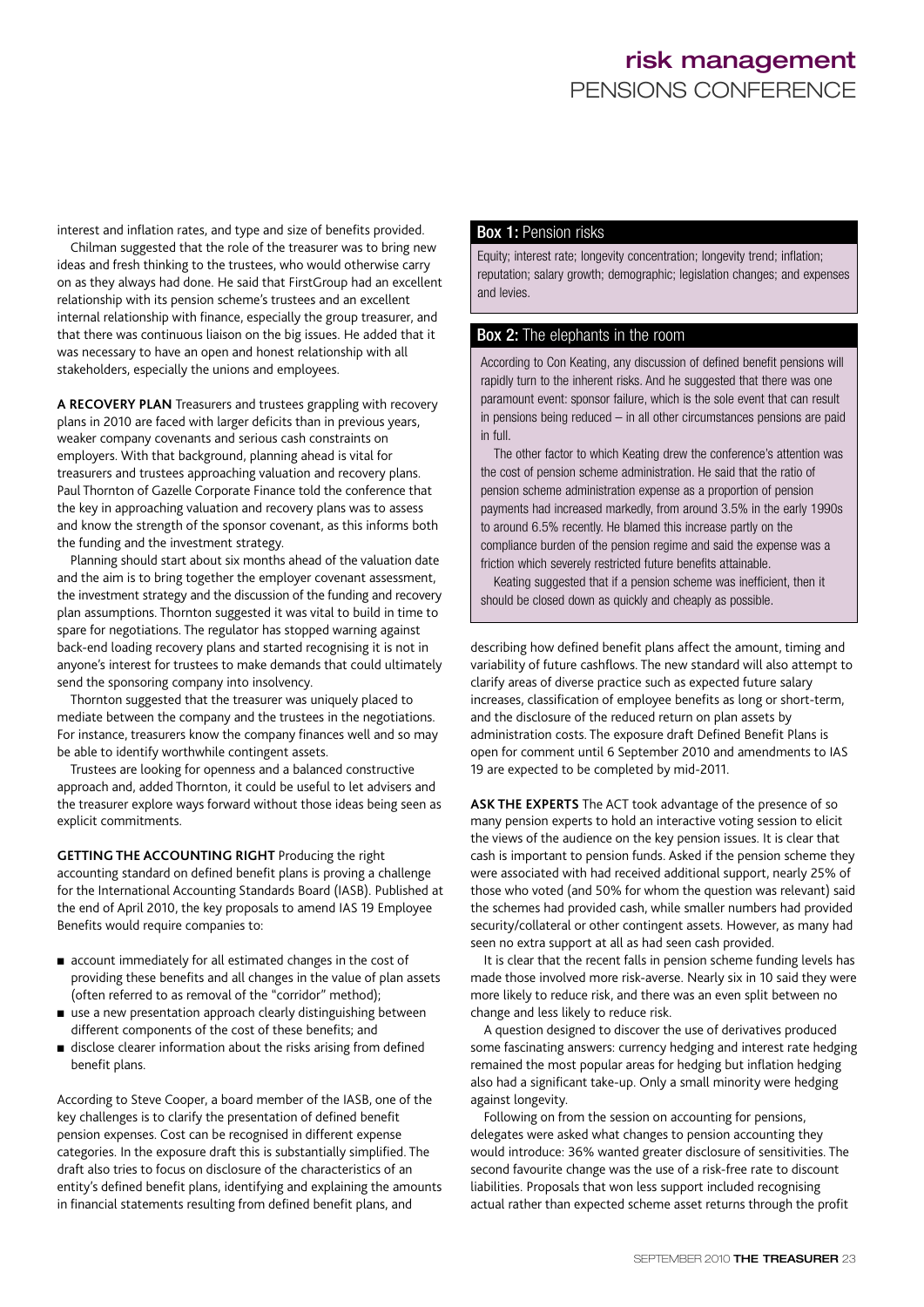interest and inflation rates, and type and size of benefits provided.

Chilman suggested that the role of the treasurer was to bring new ideas and fresh thinking to the trustees, who would otherwise carry on as they always had done. He said that FirstGroup had an excellent relationship with its pension scheme's trustees and an excellent internal relationship with finance, especially the group treasurer, and that there was continuous liaison on the big issues. He added that it was necessary to have an open and honest relationship with all stakeholders, especially the unions and employees.

**A RECOVERY PLAN** Treasurers and trustees grappling with recovery plans in 2010 are faced with larger deficits than in previous years, weaker company covenants and serious cash constraints on employers. With that background, planning ahead is vital for treasurers and trustees approaching valuation and recovery plans. Paul Thornton of Gazelle Corporate Finance told the conference that the key in approaching valuation and recovery plans was to assess and know the strength of the sponsor covenant, as this informs both the funding and the investment strategy.

Planning should start about six months ahead of the valuation date and the aim is to bring together the employer covenant assessment, the investment strategy and the discussion of the funding and recovery plan assumptions. Thornton suggested it was vital to build in time to spare for negotiations. The regulator has stopped warning against back-end loading recovery plans and started recognising it is not in anyone's interest for trustees to make demands that could ultimately send the sponsoring company into insolvency.

Thornton suggested that the treasurer was uniquely placed to mediate between the company and the trustees in the negotiations. For instance, treasurers know the company finances well and so may be able to identify worthwhile contingent assets.

Trustees are looking for openness and a balanced constructive approach and, added Thornton, it could be useful to let advisers and the treasurer explore ways forward without those ideas being seen as explicit commitments.

**GETTING THE ACCOUNTING RIGHT** Producing the right accounting standard on defined benefit plans is proving a challenge for the International Accounting Standards Board (IASB). Published at the end of April 2010, the key proposals to amend IAS 19 Employee Benefits would require companies to:

- account immediately for all estimated changes in the cost of providing these benefits and all changes in the value of plan assets (often referred to as removal of the "corridor" method);
- use a new presentation approach clearly distinguishing between different components of the cost of these benefits; and
- disclose clearer information about the risks arising from defined benefit plans.

According to Steve Cooper, a board member of the IASB, one of the key challenges is to clarify the presentation of defined benefit pension expenses. Cost can be recognised in different expense categories. In the exposure draft this is substantially simplified. The draft also tries to focus on disclosure of the characteristics of an entity's defined benefit plans, identifying and explaining the amounts in financial statements resulting from defined benefit plans, and describing how defined benefit plans affect the amount, timing and variability of future cashflows. The new standard will also attempt to clarify areas of diverse practice such as expected future salary increases, classification of employee benefits as long or short-term, and the disclosure of the reduced return on plan assets by administration costs. The exposure draft Defined Benefit Plans is open for comment until 6 September 2010 and amendments to IAS 19 are expected to be completed by mid-2011.

**ASK THE EXPERTS** The ACT took advantage of the presence of so many pension experts to hold an interactive voting session to elicit the views of the audience on the key pension issues. It is clear that cash is important to pension funds. Asked if the pension scheme they were associated with had received additional support, nearly 25% of those who voted (and 50% for whom the question was relevant) said the schemes had provided cash, while smaller numbers had provided security/collateral or other contingent assets. However, as many had seen no extra support at all as had seen cash provided.

It is clear that the recent falls in pension scheme funding levels has made those involved more risk-averse. Nearly six in 10 said they were more likely to reduce risk, and there was an even split between no change and less likely to reduce risk.

A question designed to discover the use of derivatives produced some fascinating answers: currency hedging and interest rate hedging remained the most popular areas for hedging but inflation hedging also had a significant take-up. Only a small minority were hedging against longevity.

Following on from the session on accounting for pensions, delegates were asked what changes to pension accounting they would introduce: 36% wanted greater disclosure of sensitivities. The second favourite change was the use of a risk-free rate to discount liabilities. Proposals that won less support included recognising actual rather than expected scheme asset returns through the profit

**Box 1:** Pension risks

Equity; interest rate; longevity concentration; longevity trend; inflation; reputation; salary growth; demographic; legislation changes; and expenses and levies.

**Box 2:** The elephants in the room

According to Con Keating, any discussion of defined benefit pensions will rapidly turn to the inherent risks. And he suggested that there was one paramount event: sponsor failure, which is the sole event that can result in pensions being reduced – in all other circumstances pensions are paid in full.

The other factor to which Keating drew the conference's attention was the cost of pension scheme administration. He said that the ratio of pension scheme administration expense as a proportion of pension payments had increased markedly, from around 3.5% in the early 1990s to around 6.5% recently. He blamed this increase partly on the compliance burden of the pension regime and said the expense was a friction which severely restricted future benefits attainable.

Keating suggested that if a pension scheme was inefficient, then it should be closed down as quickly and cheaply as possible.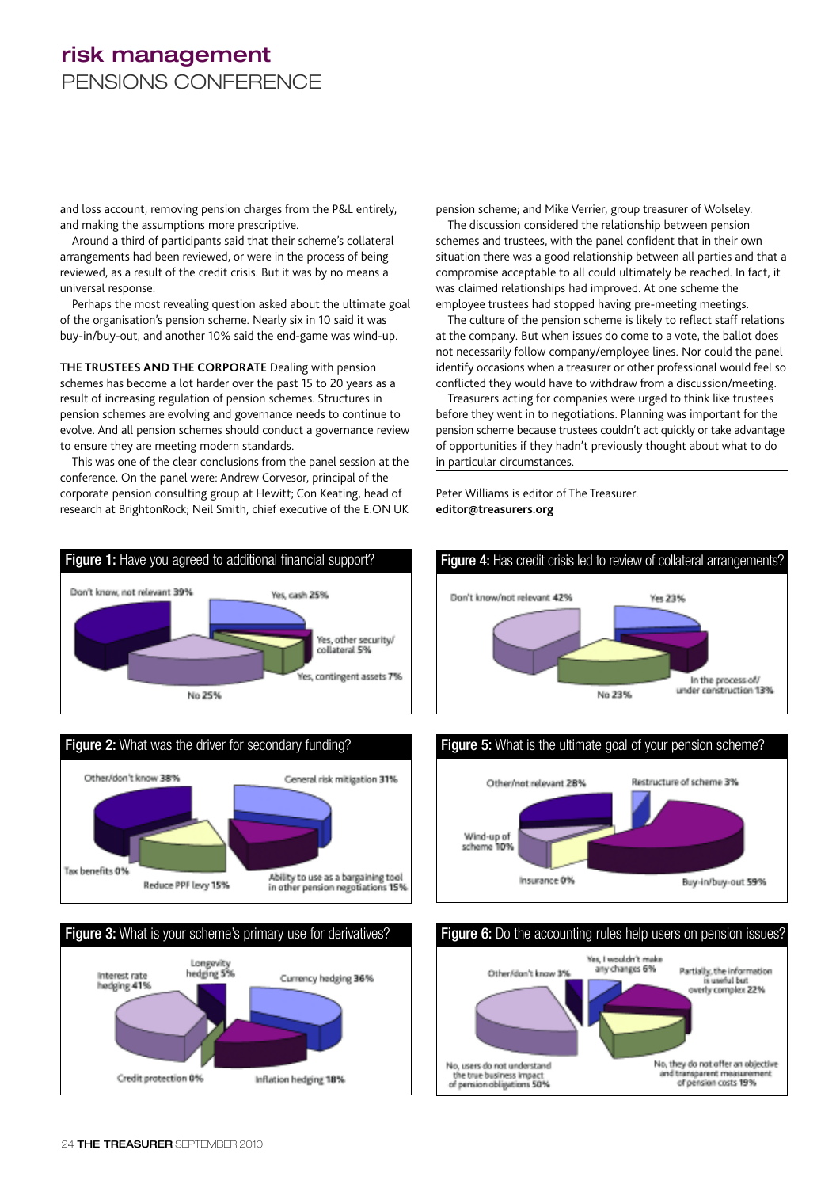## risk management
## PENSIONS CONFERENCE

and loss account, removing pension charges from the P&L entirely, and making the assumptions more prescriptive.

Around a third of participants said that their scheme's collateral arrangements had been reviewed, or were in the process of being reviewed, as a result of the credit crisis. But it was by no means a universal response.

Perhaps the most revealing question asked about the ultimate goal of the organisation's pension scheme. Nearly six in 10 said it was buy-in/buy-out, and another 10% said the end-game was wind-up.

**THE TRUSTEES AND THE CORPORATE** Dealing with pension schemes has become a lot harder over the past 15 to 20 years as a result of increasing regulation of pension schemes. Structures in pension schemes are evolving and governance needs to continue to evolve. And all pension schemes should conduct a governance review to ensure they are meeting modern standards.

This was one of the clear conclusions from the panel session at the conference. On the panel were: Andrew Corvesor, principal of the corporate pension consulting group at Hewitt; Con Keating, head of research at BrightonRock; Neil Smith, chief executive of the E.ON UK pension scheme; and Mike Verrier, group treasurer of Wolseley.

The discussion considered the relationship between pension schemes and trustees, with the panel confident that in their own situation there was a good relationship between all parties and that a compromise acceptable to all could ultimately be reached. In fact, it was claimed relationships had improved. At one scheme the employee trustees had stopped having pre-meeting meetings.

The culture of the pension scheme is likely to reflect staff relations at the company. But when issues do come to a vote, the ballot does not necessarily follow company/employee lines. Nor could the panel identify occasions when a treasurer or other professional would feel so conflicted they would have to withdraw from a discussion/meeting.

Treasurers acting for companies were urged to think like trustees before they went in to negotiations. Planning was important for the pension scheme because trustees couldn't act quickly or take advantage of opportunities if they hadn't previously thought about what to do in particular circumstances.

Peter Williams is editor of The Treasurer.
**editor@treasurers.org**

**Figure 1:** Have you agreed to additional financial support?

Don't know, not relevant 39%
Yes, cash 25%
Yes, other security/collateral 5%
Yes, contingent assets 7%
No 25%

**Figure 2:** What was the driver for secondary funding?

Other/don't know 38%
General risk mitigation 31%
Tax benefits 0%
Reduce PPF levy 15%
Ability to use as a bargaining tool in other pension negotiations 15%

**Figure 3:** What is your scheme's primary use for derivatives?

Interest rate hedging 41%
Longevity hedging 5%
Currency hedging 36%
Credit protection 0%
Inflation hedging 18%

**Figure 4:** Has credit crisis led to review of collateral arrangements?

Don't know/not relevant 42%
Yes 23%
No 23%
In the process of/under construction 13%

**Figure 5:** What is the ultimate goal of your pension scheme?

Other/not relevant 28%
Restructure of scheme 3%
Wind-up of scheme 10%
Insurance 0%
Buy-in/buy-out 59%

**Figure 6:** Do the accounting rules help users on pension issues?

Other/don't know 3%
Yes, I wouldn't make any changes 6%
Partially, the information is useful but overly complex 22%
No, users do not understand the true business impact of pension obligations 50%
No, they do not offer an objective and transparent measurement of pension costs 19%